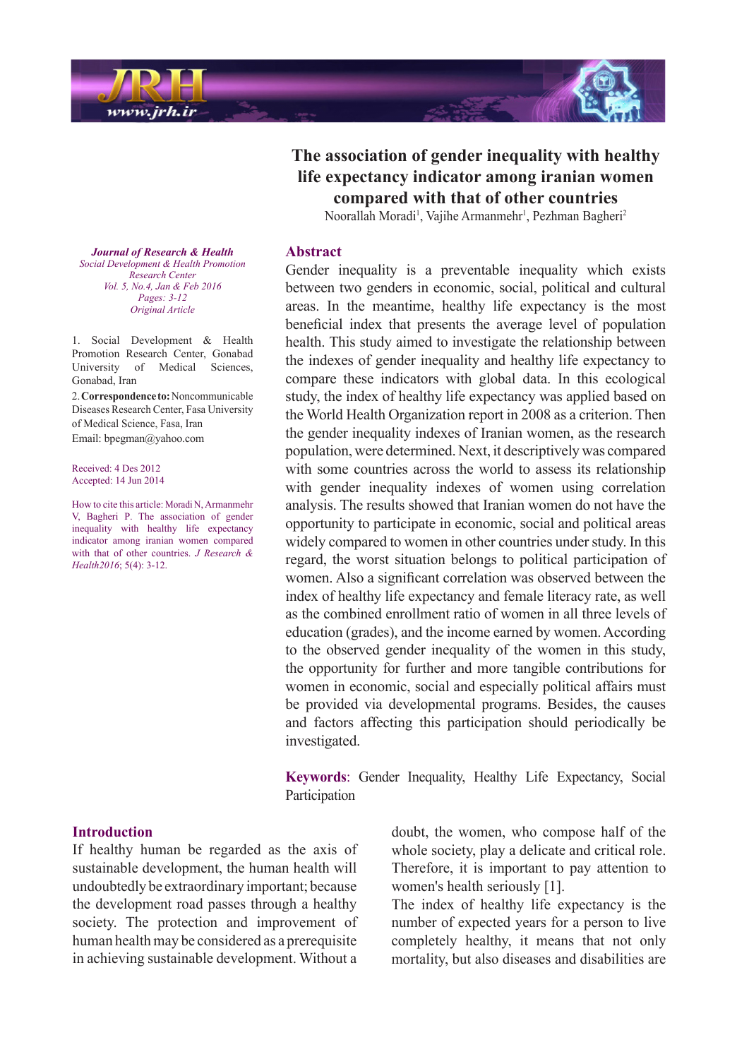# The association of gender inequality with healthy life expectancy indicator among iranian women compared with that of other countries

Noorallah Moradi[1], Vajihe Armanmehr[1], Pezhman Bagheri[2]

*Journal of Research & Health*
*Social Development & Health Promotion Research Center*
*Vol. 5, No.4, Jan & Feb 2016*
*Pages: 3-12*
*Original Article*

1. Social Development & Health Promotion Research Center, Gonabad University of Medical Sciences, Gonabad, Iran

2. **Correspondence to:** Noncommunicable Diseases Research Center, Fasa University of Medical Science, Fasa, Iran
Email: bpegman@yahoo.com

Received: 4 Des 2012
Accepted: 14 Jun 2014

How to cite this article: Moradi N, Armanmehr V, Bagheri P. The association of gender inequality with healthy life expectancy indicator among iranian women compared with that of other countries. *J Research & Health2016*; 5(4): 3-12.

## Abstract

Gender inequality is a preventable inequality which exists between two genders in economic, social, political and cultural areas. In the meantime, healthy life expectancy is the most beneficial index that presents the average level of population health. This study aimed to investigate the relationship between the indexes of gender inequality and healthy life expectancy to compare these indicators with global data. In this ecological study, the index of healthy life expectancy was applied based on the World Health Organization report in 2008 as a criterion. Then the gender inequality indexes of Iranian women, as the research population, were determined. Next, it descriptively was compared with some countries across the world to assess its relationship with gender inequality indexes of women using correlation analysis. The results showed that Iranian women do not have the opportunity to participate in economic, social and political areas widely compared to women in other countries under study. In this regard, the worst situation belongs to political participation of women. Also a significant correlation was observed between the index of healthy life expectancy and female literacy rate, as well as the combined enrollment ratio of women in all three levels of education (grades), and the income earned by women. According to the observed gender inequality of the women in this study, the opportunity for further and more tangible contributions for women in economic, social and especially political affairs must be provided via developmental programs. Besides, the causes and factors affecting this participation should periodically be investigated.

**Keywords**: Gender Inequality, Healthy Life Expectancy, Social Participation

## Introduction

If healthy human be regarded as the axis of sustainable development, the human health will undoubtedly be extraordinary important; because the development road passes through a healthy society. The protection and improvement of human health may be considered as a prerequisite in achieving sustainable development. Without a doubt, the women, who compose half of the whole society, play a delicate and critical role. Therefore, it is important to pay attention to women's health seriously [1].

The index of healthy life expectancy is the number of expected years for a person to live completely healthy, it means that not only mortality, but also diseases and disabilities are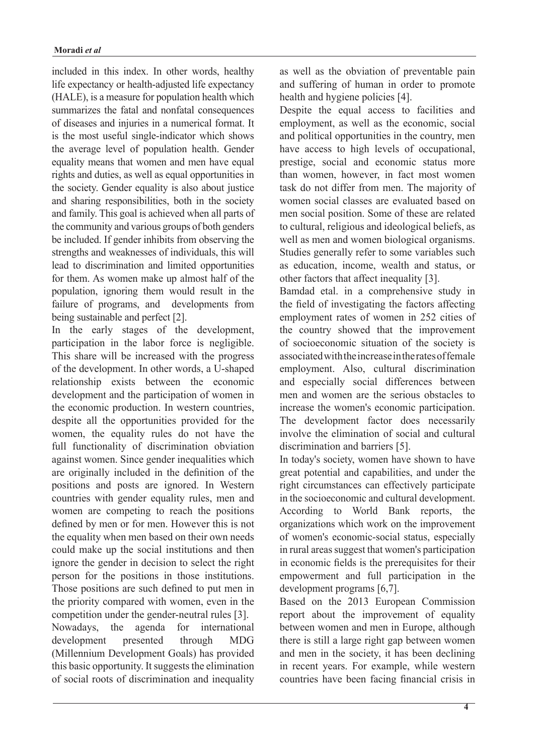included in this index. In other words, healthy life expectancy or health-adjusted life expectancy (HALE), is a measure for population health which summarizes the fatal and nonfatal consequences of diseases and injuries in a numerical format. It is the most useful single-indicator which shows the average level of population health. Gender equality means that women and men have equal rights and duties, as well as equal opportunities in the society. Gender equality is also about justice and sharing responsibilities, both in the society and family. This goal is achieved when all parts of the community and various groups of both genders be included. If gender inhibits from observing the strengths and weaknesses of individuals, this will lead to discrimination and limited opportunities for them. As women make up almost half of the population, ignoring them would result in the failure of programs, and developments from being sustainable and perfect [2].

In the early stages of the development, participation in the labor force is negligible. This share will be increased with the progress of the development. In other words, a U-shaped relationship exists between the economic development and the participation of women in the economic production. In western countries, despite all the opportunities provided for the women, the equality rules do not have the full functionality of discrimination obviation against women. Since gender inequalities which are originally included in the definition of the positions and posts are ignored. In Western countries with gender equality rules, men and women are competing to reach the positions defined by men or for men. However this is not the equality when men based on their own needs could make up the social institutions and then ignore the gender in decision to select the right person for the positions in those institutions. Those positions are such defined to put men in the priority compared with women, even in the competition under the gender-neutral rules [3].

Nowadays, the agenda for international development presented through MDG (Millennium Development Goals) has provided this basic opportunity. It suggests the elimination of social roots of discrimination and inequality as well as the obviation of preventable pain and suffering of human in order to promote health and hygiene policies [4].

Despite the equal access to facilities and employment, as well as the economic, social and political opportunities in the country, men have access to high levels of occupational, prestige, social and economic status more than women, however, in fact most women task do not differ from men. The majority of women social classes are evaluated based on men social position. Some of these are related to cultural, religious and ideological beliefs, as well as men and women biological organisms. Studies generally refer to some variables such as education, income, wealth and status, or other factors that affect inequality [3].

Bamdad etal. in a comprehensive study in the field of investigating the factors affecting employment rates of women in 252 cities of the country showed that the improvement of socioeconomic situation of the society is associated with the increase in the rates of female employment. Also, cultural discrimination and especially social differences between men and women are the serious obstacles to increase the women's economic participation. The development factor does necessarily involve the elimination of social and cultural discrimination and barriers [5].

In today's society, women have shown to have great potential and capabilities, and under the right circumstances can effectively participate in the socioeconomic and cultural development. According to World Bank reports, the organizations which work on the improvement of women's economic-social status, especially in rural areas suggest that women's participation in economic fields is the prerequisites for their empowerment and full participation in the development programs [6,7].

Based on the 2013 European Commission report about the improvement of equality between women and men in Europe, although there is still a large right gap between women and men in the society, it has been declining in recent years. For example, while western countries have been facing financial crisis in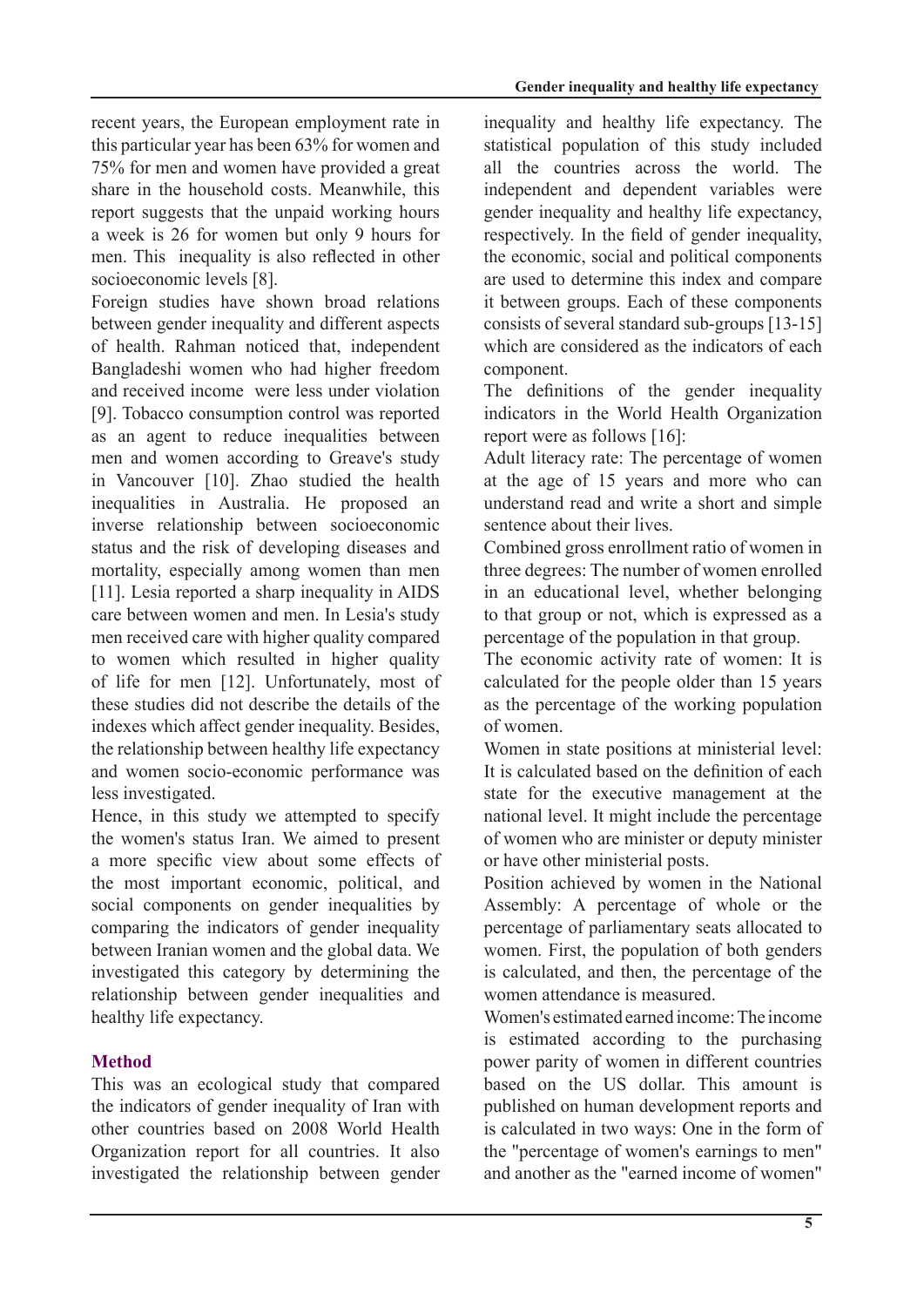recent years, the European employment rate in this particular year has been 63% for women and 75% for men and women have provided a great share in the household costs. Meanwhile, this report suggests that the unpaid working hours a week is 26 for women but only 9 hours for men. This inequality is also reflected in other socioeconomic levels [8].

Foreign studies have shown broad relations between gender inequality and different aspects of health. Rahman noticed that, independent Bangladeshi women who had higher freedom and received income were less under violation [9]. Tobacco consumption control was reported as an agent to reduce inequalities between men and women according to Greave's study in Vancouver [10]. Zhao studied the health inequalities in Australia. He proposed an inverse relationship between socioeconomic status and the risk of developing diseases and mortality, especially among women than men [11]. Lesia reported a sharp inequality in AIDS care between women and men. In Lesia's study men received care with higher quality compared to women which resulted in higher quality of life for men [12]. Unfortunately, most of these studies did not describe the details of the indexes which affect gender inequality. Besides, the relationship between healthy life expectancy and women socio-economic performance was less investigated.

Hence, in this study we attempted to specify the women's status Iran. We aimed to present a more specific view about some effects of the most important economic, political, and social components on gender inequalities by comparing the indicators of gender inequality between Iranian women and the global data. We investigated this category by determining the relationship between gender inequalities and healthy life expectancy.

## Method

This was an ecological study that compared the indicators of gender inequality of Iran with other countries based on 2008 World Health Organization report for all countries. It also investigated the relationship between gender inequality and healthy life expectancy. The statistical population of this study included all the countries across the world. The independent and dependent variables were gender inequality and healthy life expectancy, respectively. In the field of gender inequality, the economic, social and political components are used to determine this index and compare it between groups. Each of these components consists of several standard sub-groups [13-15] which are considered as the indicators of each component.

The definitions of the gender inequality indicators in the World Health Organization report were as follows [16]:

Adult literacy rate: The percentage of women at the age of 15 years and more who can understand read and write a short and simple sentence about their lives.

Combined gross enrollment ratio of women in three degrees: The number of women enrolled in an educational level, whether belonging to that group or not, which is expressed as a percentage of the population in that group.

The economic activity rate of women: It is calculated for the people older than 15 years as the percentage of the working population of women.

Women in state positions at ministerial level: It is calculated based on the definition of each state for the executive management at the national level. It might include the percentage of women who are minister or deputy minister or have other ministerial posts.

Position achieved by women in the National Assembly: A percentage of whole or the percentage of parliamentary seats allocated to women. First, the population of both genders is calculated, and then, the percentage of the women attendance is measured.

Women's estimated earned income: The income is estimated according to the purchasing power parity of women in different countries based on the US dollar. This amount is published on human development reports and is calculated in two ways: One in the form of the "percentage of women's earnings to men" and another as the "earned income of women"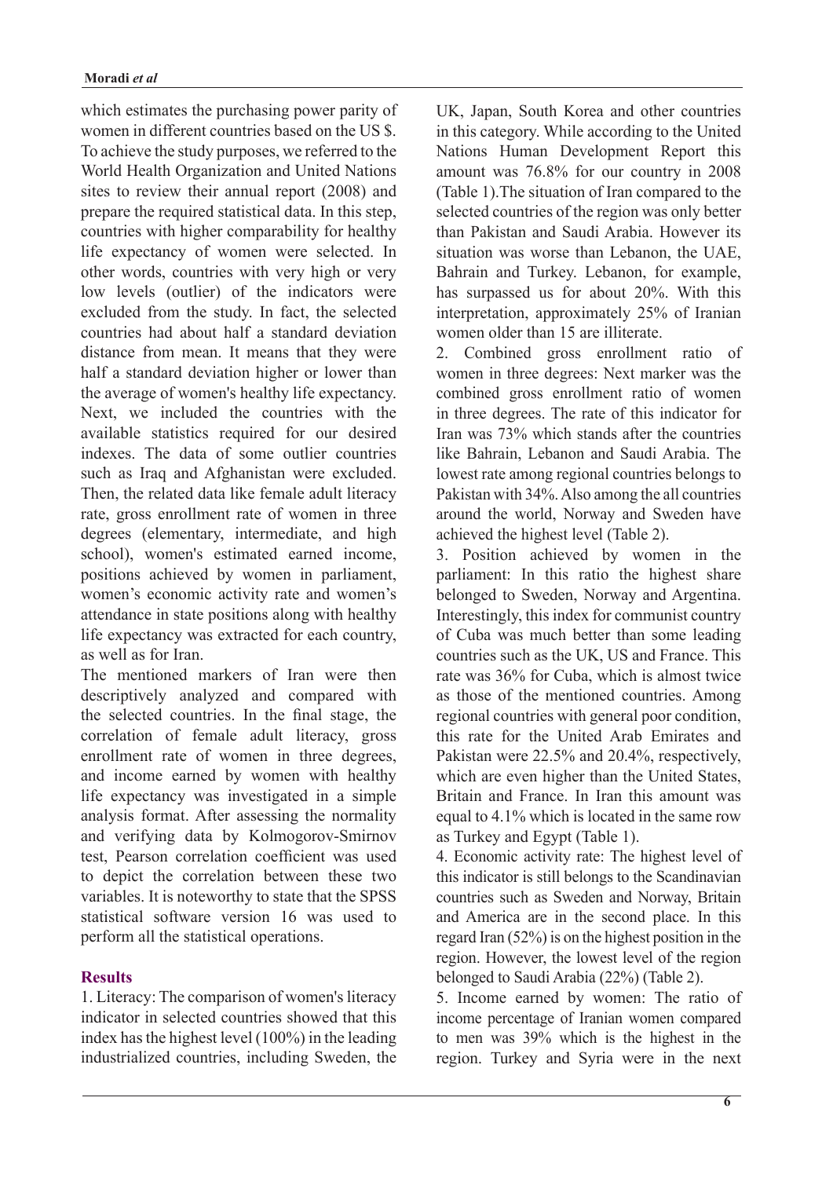which estimates the purchasing power parity of women in different countries based on the US $. To achieve the study purposes, we referred to the World Health Organization and United Nations sites to review their annual report (2008) and prepare the required statistical data. In this step, countries with higher comparability for healthy life expectancy of women were selected. In other words, countries with very high or very low levels (outlier) of the indicators were excluded from the study. In fact, the selected countries had about half a standard deviation distance from mean. It means that they were half a standard deviation higher or lower than the average of women's healthy life expectancy. Next, we included the countries with the available statistics required for our desired indexes. The data of some outlier countries such as Iraq and Afghanistan were excluded. Then, the related data like female adult literacy rate, gross enrollment rate of women in three degrees (elementary, intermediate, and high school), women's estimated earned income, positions achieved by women in parliament, women's economic activity rate and women's attendance in state positions along with healthy life expectancy was extracted for each country, as well as for Iran.

The mentioned markers of Iran were then descriptively analyzed and compared with the selected countries. In the final stage, the correlation of female adult literacy, gross enrollment rate of women in three degrees, and income earned by women with healthy life expectancy was investigated in a simple analysis format. After assessing the normality and verifying data by Kolmogorov-Smirnov test, Pearson correlation coefficient was used to depict the correlation between these two variables. It is noteworthy to state that the SPSS statistical software version 16 was used to perform all the statistical operations.

## Results

1. Literacy: The comparison of women's literacy indicator in selected countries showed that this index has the highest level (100%) in the leading industrialized countries, including Sweden, the UK, Japan, South Korea and other countries in this category. While according to the United Nations Human Development Report this amount was 76.8% for our country in 2008 (Table 1).The situation of Iran compared to the selected countries of the region was only better than Pakistan and Saudi Arabia. However its situation was worse than Lebanon, the UAE, Bahrain and Turkey. Lebanon, for example, has surpassed us for about 20%. With this interpretation, approximately 25% of Iranian women older than 15 are illiterate.

2. Combined gross enrollment ratio of women in three degrees: Next marker was the combined gross enrollment ratio of women in three degrees. The rate of this indicator for Iran was 73% which stands after the countries like Bahrain, Lebanon and Saudi Arabia. The lowest rate among regional countries belongs to Pakistan with 34%. Also among the all countries around the world, Norway and Sweden have achieved the highest level (Table 2).

3. Position achieved by women in the parliament: In this ratio the highest share belonged to Sweden, Norway and Argentina. Interestingly, this index for communist country of Cuba was much better than some leading countries such as the UK, US and France. This rate was 36% for Cuba, which is almost twice as those of the mentioned countries. Among regional countries with general poor condition, this rate for the United Arab Emirates and Pakistan were 22.5% and 20.4%, respectively, which are even higher than the United States, Britain and France. In Iran this amount was equal to 4.1% which is located in the same row as Turkey and Egypt (Table 1).

4. Economic activity rate: The highest level of this indicator is still belongs to the Scandinavian countries such as Sweden and Norway, Britain and America are in the second place. In this regard Iran (52%) is on the highest position in the region. However, the lowest level of the region belonged to Saudi Arabia (22%) (Table 2).

5. Income earned by women: The ratio of income percentage of Iranian women compared to men was 39% which is the highest in the region. Turkey and Syria were in the next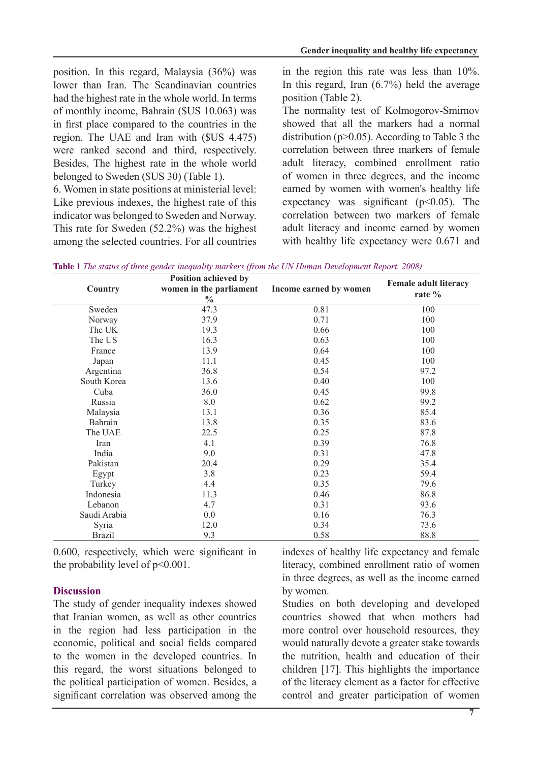position. In this regard, Malaysia (36%) was lower than Iran. The Scandinavian countries had the highest rate in the whole world. In terms of monthly income, Bahrain ($US 10.063) was in first place compared to the countries in the region. The UAE and Iran with ($US 4.475) were ranked second and third, respectively. Besides, The highest rate in the whole world belonged to Sweden ($US 30) (Table 1).

6. Women in state positions at ministerial level: Like previous indexes, the highest rate of this indicator was belonged to Sweden and Norway. This rate for Sweden (52.2%) was the highest among the selected countries. For all countries in the region this rate was less than 10%. In this regard, Iran (6.7%) held the average position (Table 2).

The normality test of Kolmogorov-Smirnov showed that all the markers had a normal distribution ($p>0.05$). According to Table 3 the correlation between three markers of female adult literacy, combined enrollment ratio of women in three degrees, and the income earned by women with women's healthy life expectancy was significant ($p<0.05$). The correlation between two markers of female adult literacy and income earned by women with healthy life expectancy were 0.671 and 0.600, respectively, which were significant in the probability level of $p<0.001$.

**Table 1** *The status of three gender inequality markers (from the UN Human Development Report, 2008)*

| Country | Position achieved by women in the parliament % | Income earned by women | Female adult literacy rate % |
|---|---|---|---|
| Sweden | 47.3 | 0.81 | 100 |
| Norway | 37.9 | 0.71 | 100 |
| The UK | 19.3 | 0.66 | 100 |
| The US | 16.3 | 0.63 | 100 |
| France | 13.9 | 0.64 | 100 |
| Japan | 11.1 | 0.45 | 100 |
| Argentina | 36.8 | 0.54 | 97.2 |
| South Korea | 13.6 | 0.40 | 100 |
| Cuba | 36.0 | 0.45 | 99.8 |
| Russia | 8.0 | 0.62 | 99.2 |
| Malaysia | 13.1 | 0.36 | 85.4 |
| Bahrain | 13.8 | 0.35 | 83.6 |
| The UAE | 22.5 | 0.25 | 87.8 |
| Iran | 4.1 | 0.39 | 76.8 |
| India | 9.0 | 0.31 | 47.8 |
| Pakistan | 20.4 | 0.29 | 35.4 |
| Egypt | 3.8 | 0.23 | 59.4 |
| Turkey | 4.4 | 0.35 | 79.6 |
| Indonesia | 11.3 | 0.46 | 86.8 |
| Lebanon | 4.7 | 0.31 | 93.6 |
| Saudi Arabia | 0.0 | 0.16 | 76.3 |
| Syria | 12.0 | 0.34 | 73.6 |
| Brazil | 9.3 | 0.58 | 88.8 |

## Discussion

The study of gender inequality indexes showed that Iranian women, as well as other countries in the region had less participation in the economic, political and social fields compared to the women in the developed countries. In this regard, the worst situations belonged to the political participation of women. Besides, a significant correlation was observed among the indexes of healthy life expectancy and female literacy, combined enrollment ratio of women in three degrees, as well as the income earned by women.

Studies on both developing and developed countries showed that when mothers had more control over household resources, they would naturally devote a greater stake towards the nutrition, health and education of their children [17]. This highlights the importance of the literacy element as a factor for effective control and greater participation of women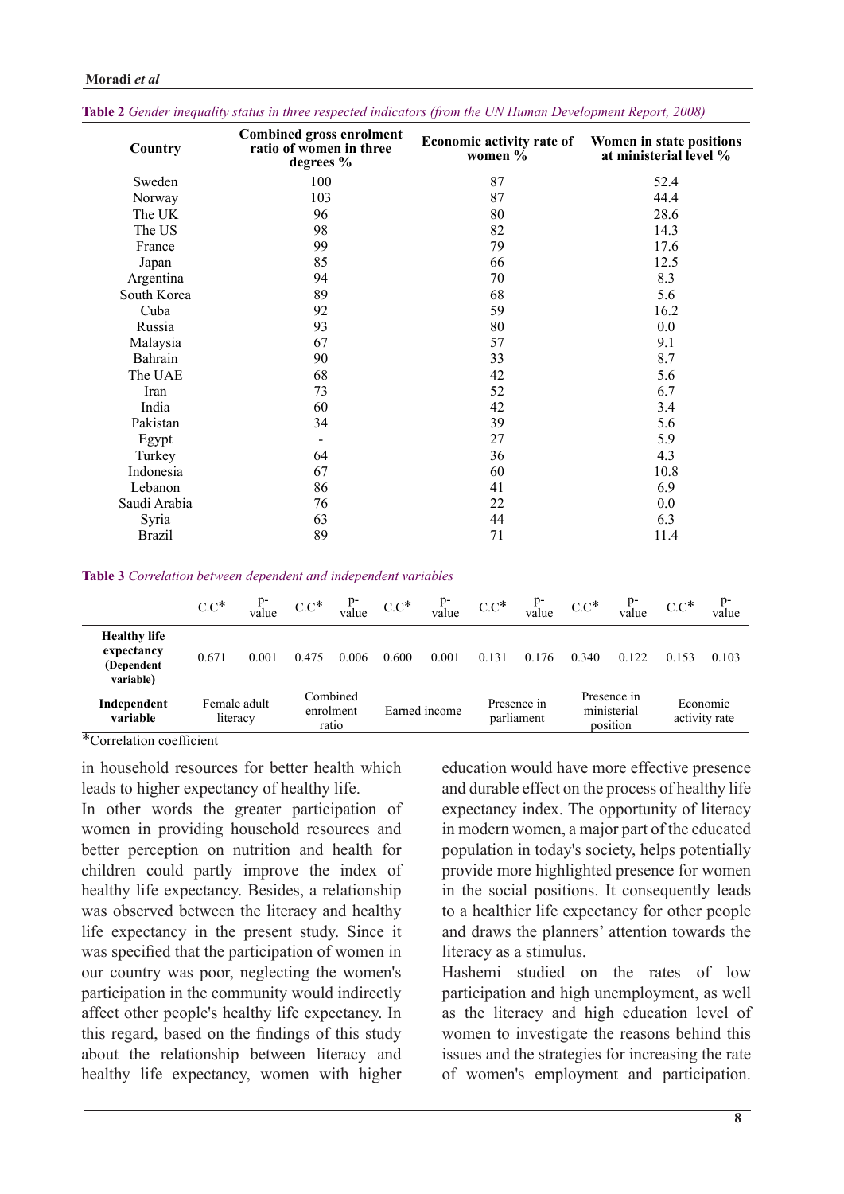**Table 2** *Gender inequality status in three respected indicators (from the UN Human Development Report, 2008)*

| Country | Combined gross enrolment ratio of women in three degrees % | Economic activity rate of women % | Women in state positions at ministerial level % |
|---|---|---|---|
| Sweden | 100 | 87 | 52.4 |
| Norway | 103 | 87 | 44.4 |
| The UK | 96 | 80 | 28.6 |
| The US | 98 | 82 | 14.3 |
| France | 99 | 79 | 17.6 |
| Japan | 85 | 66 | 12.5 |
| Argentina | 94 | 70 | 8.3 |
| South Korea | 89 | 68 | 5.6 |
| Cuba | 92 | 59 | 16.2 |
| Russia | 93 | 80 | 0.0 |
| Malaysia | 67 | 57 | 9.1 |
| Bahrain | 90 | 33 | 8.7 |
| The UAE | 68 | 42 | 5.6 |
| Iran | 73 | 52 | 6.7 |
| India | 60 | 42 | 3.4 |
| Pakistan | 34 | 39 | 5.6 |
| Egypt | - | 27 | 5.9 |
| Turkey | 64 | 36 | 4.3 |
| Indonesia | 67 | 60 | 10.8 |
| Lebanon | 86 | 41 | 6.9 |
| Saudi Arabia | 76 | 22 | 0.0 |
| Syria | 63 | 44 | 6.3 |
| Brazil | 89 | 71 | 11.4 |

**Table 3** *Correlation between dependent and independent variables*

| | C.C* | p-value | C.C* | p-value | C.C* | p-value | C.C* | p-value | C.C* | p-value | C.C* | p-value |
|---|---|---|---|---|---|---|---|---|---|---|---|---|
| **Healthy life expectancy (Dependent variable)** | 0.671 | 0.001 | 0.475 | 0.006 | 0.600 | 0.001 | 0.131 | 0.176 | 0.340 | 0.122 | 0.153 | 0.103 |
| **Independent variable** | Female adult literacy | | Combined enrolment ratio | | Earned income | | Presence in parliament | | Presence in ministerial position | | Economic activity rate | |

*Correlation coefficient

in household resources for better health which leads to higher expectancy of healthy life.

In other words the greater participation of women in providing household resources and better perception on nutrition and health for children could partly improve the index of healthy life expectancy. Besides, a relationship was observed between the literacy and healthy life expectancy in the present study. Since it was specified that the participation of women in our country was poor, neglecting the women's participation in the community would indirectly affect other people's healthy life expectancy. In this regard, based on the findings of this study about the relationship between literacy and healthy life expectancy, women with higher education would have more effective presence and durable effect on the process of healthy life expectancy index. The opportunity of literacy in modern women, a major part of the educated population in today's society, helps potentially provide more highlighted presence for women in the social positions. It consequently leads to a healthier life expectancy for other people and draws the planners' attention towards the literacy as a stimulus.

Hashemi studied on the rates of low participation and high unemployment, as well as the literacy and high education level of women to investigate the reasons behind this issues and the strategies for increasing the rate of women's employment and participation.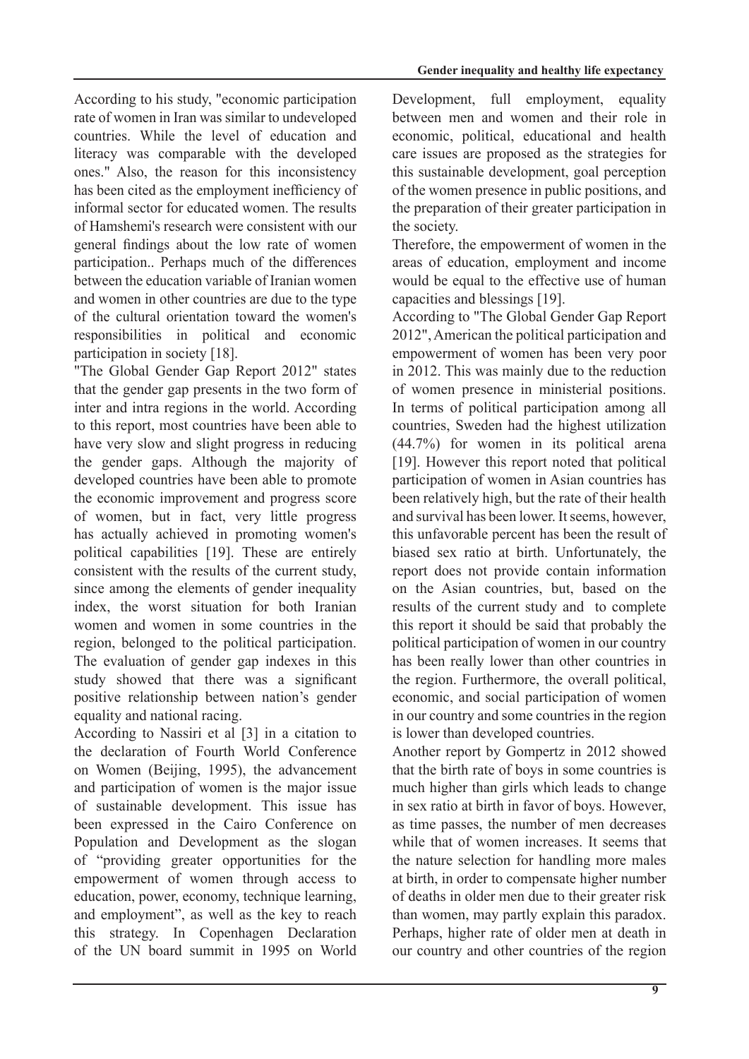According to his study, "economic participation rate of women in Iran was similar to undeveloped countries. While the level of education and literacy was comparable with the developed ones." Also, the reason for this inconsistency has been cited as the employment inefficiency of informal sector for educated women. The results of Hamshemi's research were consistent with our general findings about the low rate of women participation.. Perhaps much of the differences between the education variable of Iranian women and women in other countries are due to the type of the cultural orientation toward the women's responsibilities in political and economic participation in society [18].

"The Global Gender Gap Report 2012" states that the gender gap presents in the two form of inter and intra regions in the world. According to this report, most countries have been able to have very slow and slight progress in reducing the gender gaps. Although the majority of developed countries have been able to promote the economic improvement and progress score of women, but in fact, very little progress has actually achieved in promoting women's political capabilities [19]. These are entirely consistent with the results of the current study, since among the elements of gender inequality index, the worst situation for both Iranian women and women in some countries in the region, belonged to the political participation. The evaluation of gender gap indexes in this study showed that there was a significant positive relationship between nation's gender equality and national racing.

According to Nassiri et al [3] in a citation to the declaration of Fourth World Conference on Women (Beijing, 1995), the advancement and participation of women is the major issue of sustainable development. This issue has been expressed in the Cairo Conference on Population and Development as the slogan of "providing greater opportunities for the empowerment of women through access to education, power, economy, technique learning, and employment", as well as the key to reach this strategy. In Copenhagen Declaration of the UN board summit in 1995 on World Development, full employment, equality between men and women and their role in economic, political, educational and health care issues are proposed as the strategies for this sustainable development, goal perception of the women presence in public positions, and the preparation of their greater participation in the society.

Therefore, the empowerment of women in the areas of education, employment and income would be equal to the effective use of human capacities and blessings [19].

According to "The Global Gender Gap Report 2012", American the political participation and empowerment of women has been very poor in 2012. This was mainly due to the reduction of women presence in ministerial positions. In terms of political participation among all countries, Sweden had the highest utilization (44.7%) for women in its political arena [19]. However this report noted that political participation of women in Asian countries has been relatively high, but the rate of their health and survival has been lower. It seems, however, this unfavorable percent has been the result of biased sex ratio at birth. Unfortunately, the report does not provide contain information on the Asian countries, but, based on the results of the current study and to complete this report it should be said that probably the political participation of women in our country has been really lower than other countries in the region. Furthermore, the overall political, economic, and social participation of women in our country and some countries in the region is lower than developed countries.

Another report by Gompertz in 2012 showed that the birth rate of boys in some countries is much higher than girls which leads to change in sex ratio at birth in favor of boys. However, as time passes, the number of men decreases while that of women increases. It seems that the nature selection for handling more males at birth, in order to compensate higher number of deaths in older men due to their greater risk than women, may partly explain this paradox. Perhaps, higher rate of older men at death in our country and other countries of the region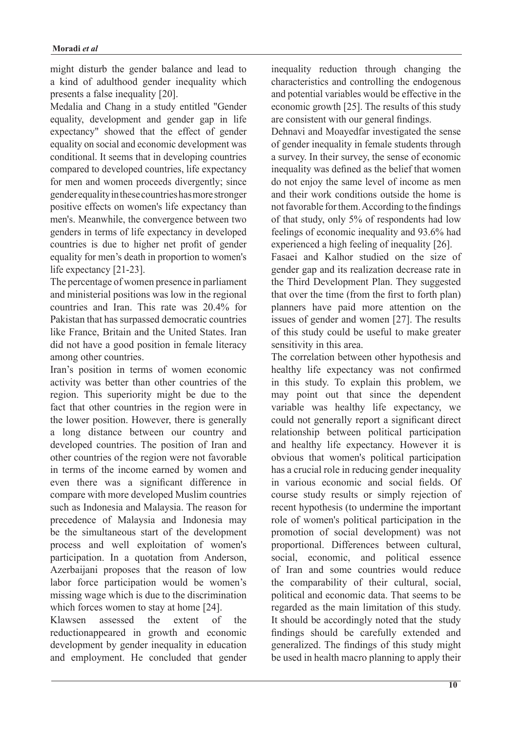might disturb the gender balance and lead to a kind of adulthood gender inequality which presents a false inequality [20].

Medalia and Chang in a study entitled "Gender equality, development and gender gap in life expectancy" showed that the effect of gender equality on social and economic development was conditional. It seems that in developing countries compared to developed countries, life expectancy for men and women proceeds divergently; since gender equality in these countries has more stronger positive effects on women's life expectancy than men's. Meanwhile, the convergence between two genders in terms of life expectancy in developed countries is due to higher net profit of gender equality for men's death in proportion to women's life expectancy [21-23].

The percentage of women presence in parliament and ministerial positions was low in the regional countries and Iran. This rate was 20.4% for Pakistan that has surpassed democratic countries like France, Britain and the United States. Iran did not have a good position in female literacy among other countries.

Iran's position in terms of women economic activity was better than other countries of the region. This superiority might be due to the fact that other countries in the region were in the lower position. However, there is generally a long distance between our country and developed countries. The position of Iran and other countries of the region were not favorable in terms of the income earned by women and even there was a significant difference in compare with more developed Muslim countries such as Indonesia and Malaysia. The reason for precedence of Malaysia and Indonesia may be the simultaneous start of the development process and well exploitation of women's participation. In a quotation from Anderson, Azerbaijani proposes that the reason of low labor force participation would be women's missing wage which is due to the discrimination which forces women to stay at home [24].

Klawsen assessed the extent of the reductionappeared in growth and economic development by gender inequality in education and employment. He concluded that gender inequality reduction through changing the characteristics and controlling the endogenous and potential variables would be effective in the economic growth [25]. The results of this study are consistent with our general findings.

Dehnavi and Moayedfar investigated the sense of gender inequality in female students through a survey. In their survey, the sense of economic inequality was defined as the belief that women do not enjoy the same level of income as men and their work conditions outside the home is not favorable for them. According to the findings of that study, only 5% of respondents had low feelings of economic inequality and 93.6% had experienced a high feeling of inequality [26].

Fasaei and Kalhor studied on the size of gender gap and its realization decrease rate in the Third Development Plan. They suggested that over the time (from the first to forth plan) planners have paid more attention on the issues of gender and women [27]. The results of this study could be useful to make greater sensitivity in this area.

The correlation between other hypothesis and healthy life expectancy was not confirmed in this study. To explain this problem, we may point out that since the dependent variable was healthy life expectancy, we could not generally report a significant direct relationship between political participation and healthy life expectancy. However it is obvious that women's political participation has a crucial role in reducing gender inequality in various economic and social fields. Of course study results or simply rejection of recent hypothesis (to undermine the important role of women's political participation in the promotion of social development) was not proportional. Differences between cultural, social, economic, and political essence of Iran and some countries would reduce the comparability of their cultural, social, political and economic data. That seems to be regarded as the main limitation of this study. It should be accordingly noted that the study findings should be carefully extended and generalized. The findings of this study might be used in health macro planning to apply their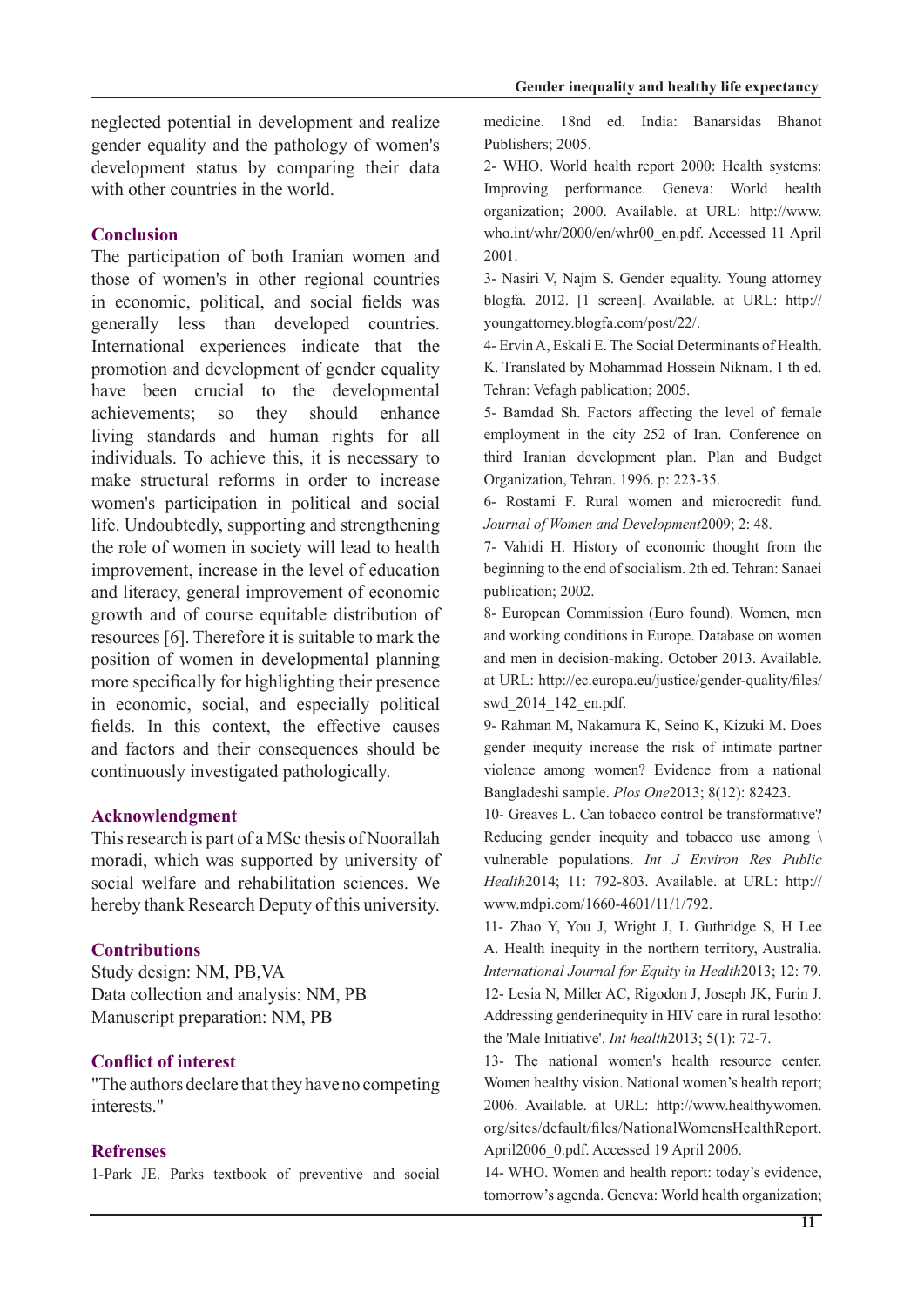neglected potential in development and realize gender equality and the pathology of women's development status by comparing their data with other countries in the world.

## Conclusion

The participation of both Iranian women and those of women's in other regional countries in economic, political, and social fields was generally less than developed countries. International experiences indicate that the promotion and development of gender equality have been crucial to the developmental achievements; so they should enhance living standards and human rights for all individuals. To achieve this, it is necessary to make structural reforms in order to increase women's participation in political and social life. Undoubtedly, supporting and strengthening the role of women in society will lead to health improvement, increase in the level of education and literacy, general improvement of economic growth and of course equitable distribution of resources [6]. Therefore it is suitable to mark the position of women in developmental planning more specifically for highlighting their presence in economic, social, and especially political fields. In this context, the effective causes and factors and their consequences should be continuously investigated pathologically.

## Acknowlendgment

This research is part of a MSc thesis of Noorallah moradi, which was supported by university of social welfare and rehabilitation sciences. We hereby thank Research Deputy of this university.

## Contributions

Study design: NM, PB,VA
Data collection and analysis: NM, PB
Manuscript preparation: NM, PB

## Conflict of interest

"The authors declare that they have no competing interests."

## Refrenses

1-Park JE. Parks textbook of preventive and social medicine. 18nd ed. India: Banarsidas Bhanot Publishers; 2005.

2- WHO. World health report 2000: Health systems: Improving performance. Geneva: World health organization; 2000. Available. at URL: http://www.who.int/whr/2000/en/whr00_en.pdf. Accessed 11 April 2001.

3- Nasiri V, Najm S. Gender equality. Young attorney blogfa. 2012. [1 screen]. Available. at URL: http://youngattorney.blogfa.com/post/22/.

4- Ervin A, Eskali E. The Social Determinants of Health. K. Translated by Mohammad Hossein Niknam. 1 th ed. Tehran: Vefagh pablication; 2005.

5- Bamdad Sh. Factors affecting the level of female employment in the city 252 of Iran. Conference on third Iranian development plan. Plan and Budget Organization, Tehran. 1996. p: 223-35.

6- Rostami F. Rural women and microcredit fund. *Journal of Women and Development*2009; 2: 48.

7- Vahidi H. History of economic thought from the beginning to the end of socialism. 2th ed. Tehran: Sanaei publication; 2002.

8- European Commission (Euro found). Women, men and working conditions in Europe. Database on women and men in decision-making. October 2013. Available. at URL: http://ec.europa.eu/justice/gender-quality/files/swd_2014_142_en.pdf.

9- Rahman M, Nakamura K, Seino K, Kizuki M. Does gender inequity increase the risk of intimate partner violence among women? Evidence from a national Bangladeshi sample. *Plos One*2013; 8(12): 82423.

10- Greaves L. Can tobacco control be transformative? Reducing gender inequity and tobacco use among \ vulnerable populations. *Int J Environ Res Public Health*2014; 11: 792-803. Available. at URL: http://www.mdpi.com/1660-4601/11/1/792.

11- Zhao Y, You J, Wright J, L Guthridge S, H Lee A. Health inequity in the northern territory, Australia. *International Journal for Equity in Health*2013; 12: 79.

12- Lesia N, Miller AC, Rigodon J, Joseph JK, Furin J. Addressing genderinequity in HIV care in rural lesotho: the 'Male Initiative'. *Int health*2013; 5(1): 72-7.

13- The national women's health resource center. Women healthy vision. National women's health report; 2006. Available. at URL: http://www.healthywomen.org/sites/default/files/NationalWomensHealthReport.April2006_0.pdf. Accessed 19 April 2006.

14- WHO. Women and health report: today's evidence, tomorrow's agenda. Geneva: World health organization;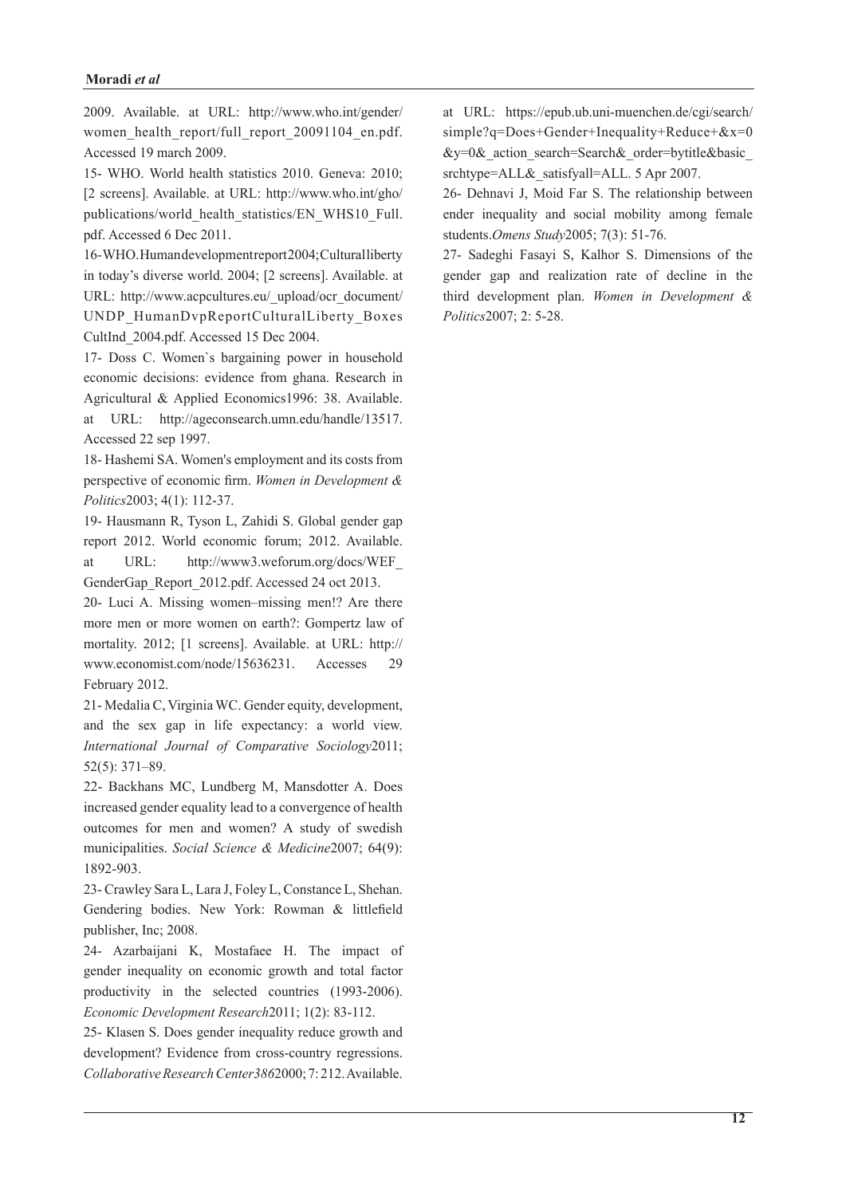2009. Available. at URL: http://www.who.int/gender/women_health_report/full_report_20091104_en.pdf. Accessed 19 march 2009.

15- WHO. World health statistics 2010. Geneva: 2010; [2 screens]. Available. at URL: http://www.who.int/gho/publications/world_health_statistics/EN_WHS10_Full.pdf. Accessed 6 Dec 2011.

16- WHO. Human development report 2004; Cultural liberty in today's diverse world. 2004; [2 screens]. Available. at URL: http://www.acpcultures.eu/_upload/ocr_document/UNDP_HumanDvpReportCulturalLiberty_BoxesCultInd_2004.pdf. Accessed 15 Dec 2004.

17- Doss C. Women`s bargaining power in household economic decisions: evidence from ghana. Research in Agricultural & Applied Economics1996: 38. Available. at URL: http://ageconsearch.umn.edu/handle/13517. Accessed 22 sep 1997.

18- Hashemi SA. Women's employment and its costs from perspective of economic firm. *Women in Development & Politics*2003; 4(1): 112-37.

19- Hausmann R, Tyson L, Zahidi S. Global gender gap report 2012. World economic forum; 2012. Available. at URL: http://www3.weforum.org/docs/WEF_GenderGap_Report_2012.pdf. Accessed 24 oct 2013.

20- Luci A. Missing women–missing men!? Are there more men or more women on earth?: Gompertz law of mortality. 2012; [1 screens]. Available. at URL: http://www.economist.com/node/15636231. Accesses 29 February 2012.

21- Medalia C, Virginia WC. Gender equity, development, and the sex gap in life expectancy: a world view. *International Journal of Comparative Sociology*2011; 52(5): 371–89.

22- Backhans MC, Lundberg M, Mansdotter A. Does increased gender equality lead to a convergence of health outcomes for men and women? A study of swedish municipalities. *Social Science & Medicine*2007; 64(9): 1892-903.

23- Crawley Sara L, Lara J, Foley L, Constance L, Shehan. Gendering bodies. New York: Rowman & littlefield publisher, Inc; 2008.

24- Azarbaijani K, Mostafaee H. The impact of gender inequality on economic growth and total factor productivity in the selected countries (1993-2006). *Economic Development Research*2011; 1(2): 83-112.

25- Klasen S. Does gender inequality reduce growth and development? Evidence from cross-country regressions. *Collaborative Research Center386*2000; 7: 212. Available. at URL: https://epub.ub.uni-muenchen.de/cgi/search/simple?q=Does+Gender+Inequality+Reduce+&x=0&y=0&_action_search=Search&_order=bytitle&basic_srchtype=ALL&_satisfyall=ALL. 5 Apr 2007.

26- Dehnavi J, Moid Far S. The relationship between ender inequality and social mobility among female students.*Omens Study*2005; 7(3): 51-76.

27- Sadeghi Fasayi S, Kalhor S. Dimensions of the gender gap and realization rate of decline in the third development plan. *Women in Development & Politics*2007; 2: 5-28.